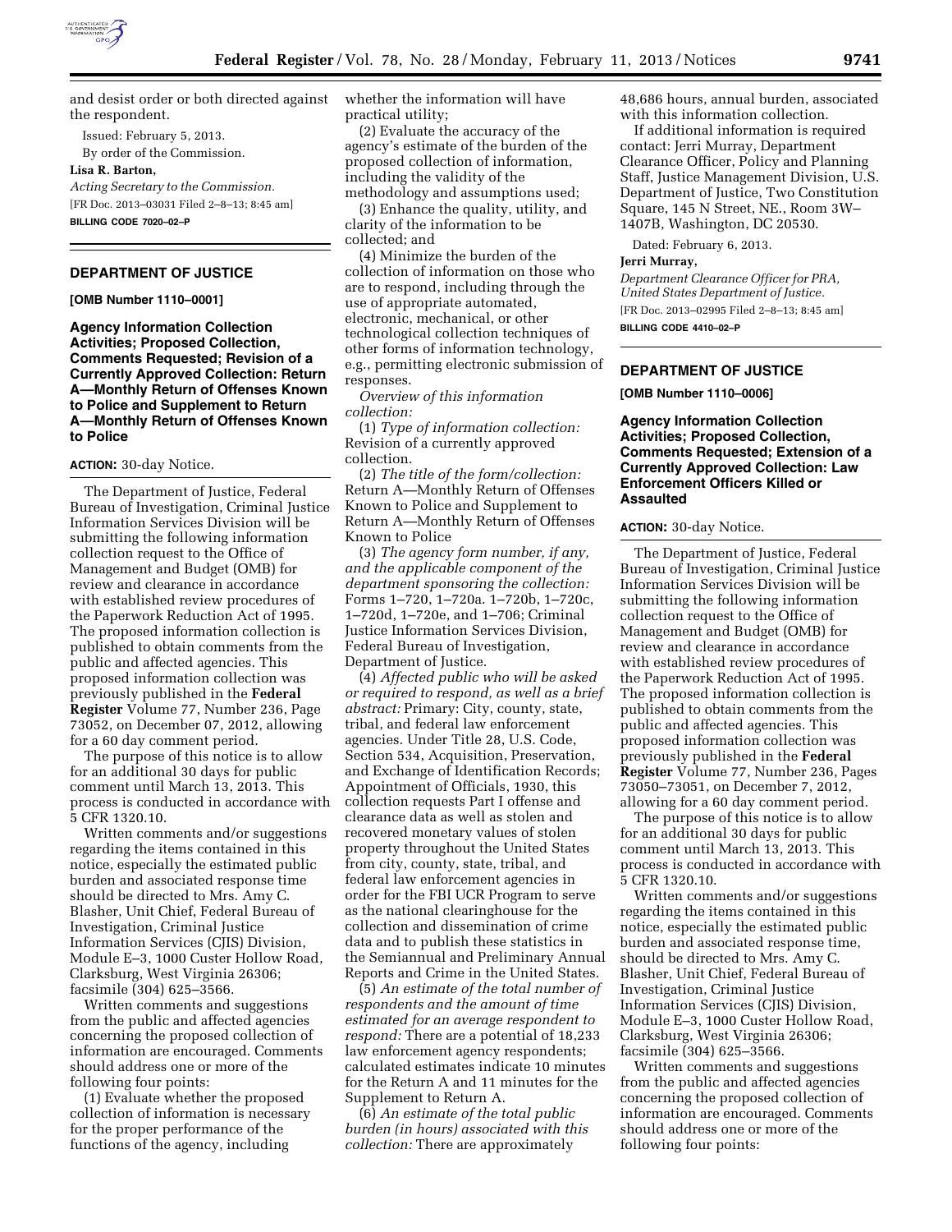and desist order or both directed against the respondent.

Issued: February 5, 2013.

By order of the Commission.

**Lisa R. Barton,**

*Acting Secretary to the Commission.*

[FR Doc. 2013–03031 Filed 2–8–13; 8:45 am]

**BILLING CODE 7020–02–P**

## DEPARTMENT OF JUSTICE

**[OMB Number 1110–0001]**

### Agency Information Collection Activities; Proposed Collection, Comments Requested; Revision of a Currently Approved Collection: Return A—Monthly Return of Offenses Known to Police and Supplement to Return A—Monthly Return of Offenses Known to Police

**ACTION:** 30-day Notice.

The Department of Justice, Federal Bureau of Investigation, Criminal Justice Information Services Division will be submitting the following information collection request to the Office of Management and Budget (OMB) for review and clearance in accordance with established review procedures of the Paperwork Reduction Act of 1995. The proposed information collection is published to obtain comments from the public and affected agencies. This proposed information collection was previously published in the **Federal Register** Volume 77, Number 236, Page 73052, on December 07, 2012, allowing for a 60 day comment period.

The purpose of this notice is to allow for an additional 30 days for public comment until March 13, 2013. This process is conducted in accordance with 5 CFR 1320.10.

Written comments and/or suggestions regarding the items contained in this notice, especially the estimated public burden and associated response time should be directed to Mrs. Amy C. Blasher, Unit Chief, Federal Bureau of Investigation, Criminal Justice Information Services (CJIS) Division, Module E–3, 1000 Custer Hollow Road, Clarksburg, West Virginia 26306; facsimile (304) 625–3566.

Written comments and suggestions from the public and affected agencies concerning the proposed collection of information are encouraged. Comments should address one or more of the following four points:

(1) Evaluate whether the proposed collection of information is necessary for the proper performance of the functions of the agency, including whether the information will have practical utility;

(2) Evaluate the accuracy of the agency's estimate of the burden of the proposed collection of information, including the validity of the methodology and assumptions used;

(3) Enhance the quality, utility, and clarity of the information to be collected; and

(4) Minimize the burden of the collection of information on those who are to respond, including through the use of appropriate automated, electronic, mechanical, or other technological collection techniques of other forms of information technology, e.g., permitting electronic submission of responses.

*Overview of this information collection:*

(1) *Type of information collection:* Revision of a currently approved collection.

(2) *The title of the form/collection:* Return A—Monthly Return of Offenses Known to Police and Supplement to Return A—Monthly Return of Offenses Known to Police

(3) *The agency form number, if any, and the applicable component of the department sponsoring the collection:* Forms 1–720, 1–720a. 1–720b, 1–720c, 1–720d, 1–720e, and 1–706; Criminal Justice Information Services Division, Federal Bureau of Investigation, Department of Justice.

(4) *Affected public who will be asked or required to respond, as well as a brief abstract:* Primary: City, county, state, tribal, and federal law enforcement agencies. Under Title 28, U.S. Code, Section 534, Acquisition, Preservation, and Exchange of Identification Records; Appointment of Officials, 1930, this collection requests Part I offense and clearance data as well as stolen and recovered monetary values of stolen property throughout the United States from city, county, state, tribal, and federal law enforcement agencies in order for the FBI UCR Program to serve as the national clearinghouse for the collection and dissemination of crime data and to publish these statistics in the Semiannual and Preliminary Annual Reports and Crime in the United States.

(5) *An estimate of the total number of respondents and the amount of time estimated for an average respondent to respond:* There are a potential of 18,233 law enforcement agency respondents; calculated estimates indicate 10 minutes for the Return A and 11 minutes for the Supplement to Return A.

(6) *An estimate of the total public burden (in hours) associated with this collection:* There are approximately 48,686 hours, annual burden, associated with this information collection.

If additional information is required contact: Jerri Murray, Department Clearance Officer, Policy and Planning Staff, Justice Management Division, U.S. Department of Justice, Two Constitution Square, 145 N Street, NE., Room 3W–1407B, Washington, DC 20530.

Dated: February 6, 2013.

**Jerri Murray,**

*Department Clearance Officer for PRA, United States Department of Justice.*

[FR Doc. 2013–02995 Filed 2–8–13; 8:45 am]

**BILLING CODE 4410–02–P**

## DEPARTMENT OF JUSTICE

**[OMB Number 1110–0006]**

### Agency Information Collection Activities; Proposed Collection, Comments Requested; Extension of a Currently Approved Collection: Law Enforcement Officers Killed or Assaulted

**ACTION:** 30-day Notice.

The Department of Justice, Federal Bureau of Investigation, Criminal Justice Information Services Division will be submitting the following information collection request to the Office of Management and Budget (OMB) for review and clearance in accordance with established review procedures of the Paperwork Reduction Act of 1995. The proposed information collection is published to obtain comments from the public and affected agencies. This proposed information collection was previously published in the **Federal Register** Volume 77, Number 236, Pages 73050–73051, on December 7, 2012, allowing for a 60 day comment period.

The purpose of this notice is to allow for an additional 30 days for public comment until March 13, 2013. This process is conducted in accordance with 5 CFR 1320.10.

Written comments and/or suggestions regarding the items contained in this notice, especially the estimated public burden and associated response time, should be directed to Mrs. Amy C. Blasher, Unit Chief, Federal Bureau of Investigation, Criminal Justice Information Services (CJIS) Division, Module E–3, 1000 Custer Hollow Road, Clarksburg, West Virginia 26306; facsimile (304) 625–3566.

Written comments and suggestions from the public and affected agencies concerning the proposed collection of information are encouraged. Comments should address one or more of the following four points: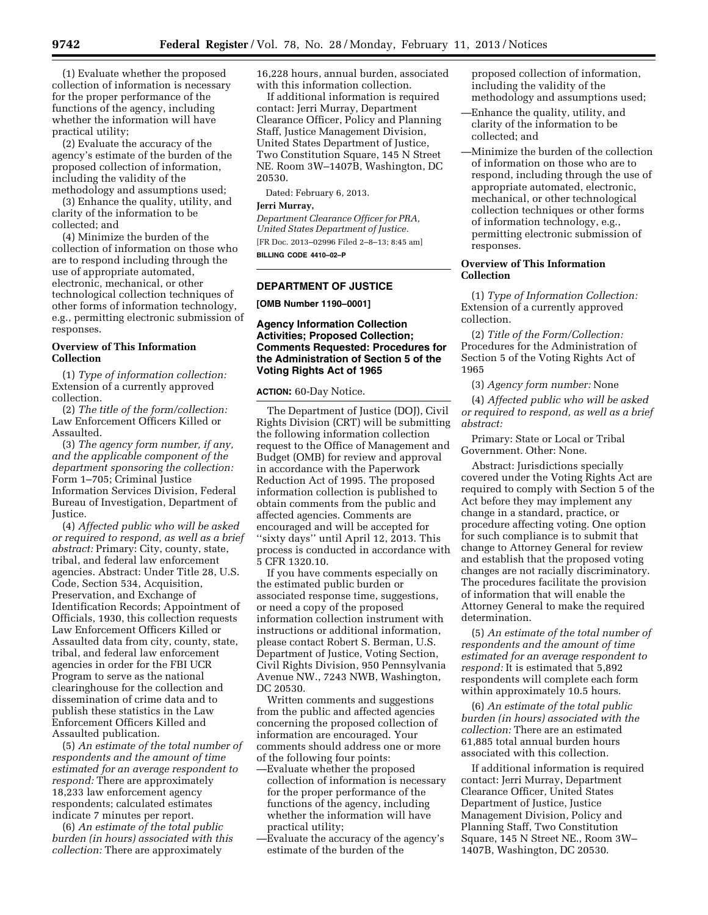(1) Evaluate whether the proposed collection of information is necessary for the proper performance of the functions of the agency, including whether the information will have practical utility;

(2) Evaluate the accuracy of the agency's estimate of the burden of the proposed collection of information, including the validity of the methodology and assumptions used;

(3) Enhance the quality, utility, and clarity of the information to be collected; and

(4) Minimize the burden of the collection of information on those who are to respond including through the use of appropriate automated, electronic, mechanical, or other technological collection techniques of other forms of information technology, e.g., permitting electronic submission of responses.

**Overview of This Information Collection**

(1) *Type of information collection:* Extension of a currently approved collection.

(2) *The title of the form/collection:* Law Enforcement Officers Killed or Assaulted.

(3) *The agency form number, if any, and the applicable component of the department sponsoring the collection:* Form 1–705; Criminal Justice Information Services Division, Federal Bureau of Investigation, Department of Justice.

(4) *Affected public who will be asked or required to respond, as well as a brief abstract:* Primary: City, county, state, tribal, and federal law enforcement agencies. Abstract: Under Title 28, U.S. Code, Section 534, Acquisition, Preservation, and Exchange of Identification Records; Appointment of Officials, 1930, this collection requests Law Enforcement Officers Killed or Assaulted data from city, county, state, tribal, and federal law enforcement agencies in order for the FBI UCR Program to serve as the national clearinghouse for the collection and dissemination of crime data and to publish these statistics in the Law Enforcement Officers Killed and Assaulted publication.

(5) *An estimate of the total number of respondents and the amount of time estimated for an average respondent to respond:* There are approximately 18,233 law enforcement agency respondents; calculated estimates indicate 7 minutes per report.

(6) *An estimate of the total public burden (in hours) associated with this collection:* There are approximately 16,228 hours, annual burden, associated with this information collection.

If additional information is required contact: Jerri Murray, Department Clearance Officer, Policy and Planning Staff, Justice Management Division, United States Department of Justice, Two Constitution Square, 145 N Street NE. Room 3W–1407B, Washington, DC 20530.

Dated: February 6, 2013.

**Jerri Murray,**

*Department Clearance Officer for PRA, United States Department of Justice.*

[FR Doc. 2013–02996 Filed 2–8–13; 8:45 am]

**BILLING CODE 4410–02–P**

## DEPARTMENT OF JUSTICE

**[OMB Number 1190–0001]**

## Agency Information Collection Activities; Proposed Collection; Comments Requested: Procedures for the Administration of Section 5 of the Voting Rights Act of 1965

**ACTION:** 60-Day Notice.

The Department of Justice (DOJ), Civil Rights Division (CRT) will be submitting the following information collection request to the Office of Management and Budget (OMB) for review and approval in accordance with the Paperwork Reduction Act of 1995. The proposed information collection is published to obtain comments from the public and affected agencies. Comments are encouraged and will be accepted for "sixty days" until April 12, 2013. This process is conducted in accordance with 5 CFR 1320.10.

If you have comments especially on the estimated public burden or associated response time, suggestions, or need a copy of the proposed information collection instrument with instructions or additional information, please contact Robert S. Berman, U.S. Department of Justice, Voting Section, Civil Rights Division, 950 Pennsylvania Avenue NW., 7243 NWB, Washington, DC 20530.

Written comments and suggestions from the public and affected agencies concerning the proposed collection of information are encouraged. Your comments should address one or more of the following four points:

—Evaluate whether the proposed collection of information is necessary for the proper performance of the functions of the agency, including whether the information will have practical utility;

—Evaluate the accuracy of the agency's estimate of the burden of the proposed collection of information, including the validity of the methodology and assumptions used;

—Enhance the quality, utility, and clarity of the information to be collected; and

—Minimize the burden of the collection of information on those who are to respond, including through the use of appropriate automated, electronic, mechanical, or other technological collection techniques or other forms of information technology, e.g., permitting electronic submission of responses.

**Overview of This Information Collection**

(1) *Type of Information Collection:* Extension of a currently approved collection.

(2) *Title of the Form/Collection:* Procedures for the Administration of Section 5 of the Voting Rights Act of 1965

(3) *Agency form number:* None

(4) *Affected public who will be asked or required to respond, as well as a brief abstract:*

Primary: State or Local or Tribal Government. Other: None.

Abstract: Jurisdictions specially covered under the Voting Rights Act are required to comply with Section 5 of the Act before they may implement any change in a standard, practice, or procedure affecting voting. One option for such compliance is to submit that change to Attorney General for review and establish that the proposed voting changes are not racially discriminatory. The procedures facilitate the provision of information that will enable the Attorney General to make the required determination.

(5) *An estimate of the total number of respondents and the amount of time estimated for an average respondent to respond:* It is estimated that 5,892 respondents will complete each form within approximately 10.5 hours.

(6) *An estimate of the total public burden (in hours) associated with the collection:* There are an estimated 61,885 total annual burden hours associated with this collection.

If additional information is required contact: Jerri Murray, Department Clearance Officer, United States Department of Justice, Justice Management Division, Policy and Planning Staff, Two Constitution Square, 145 N Street NE., Room 3W–1407B, Washington, DC 20530.